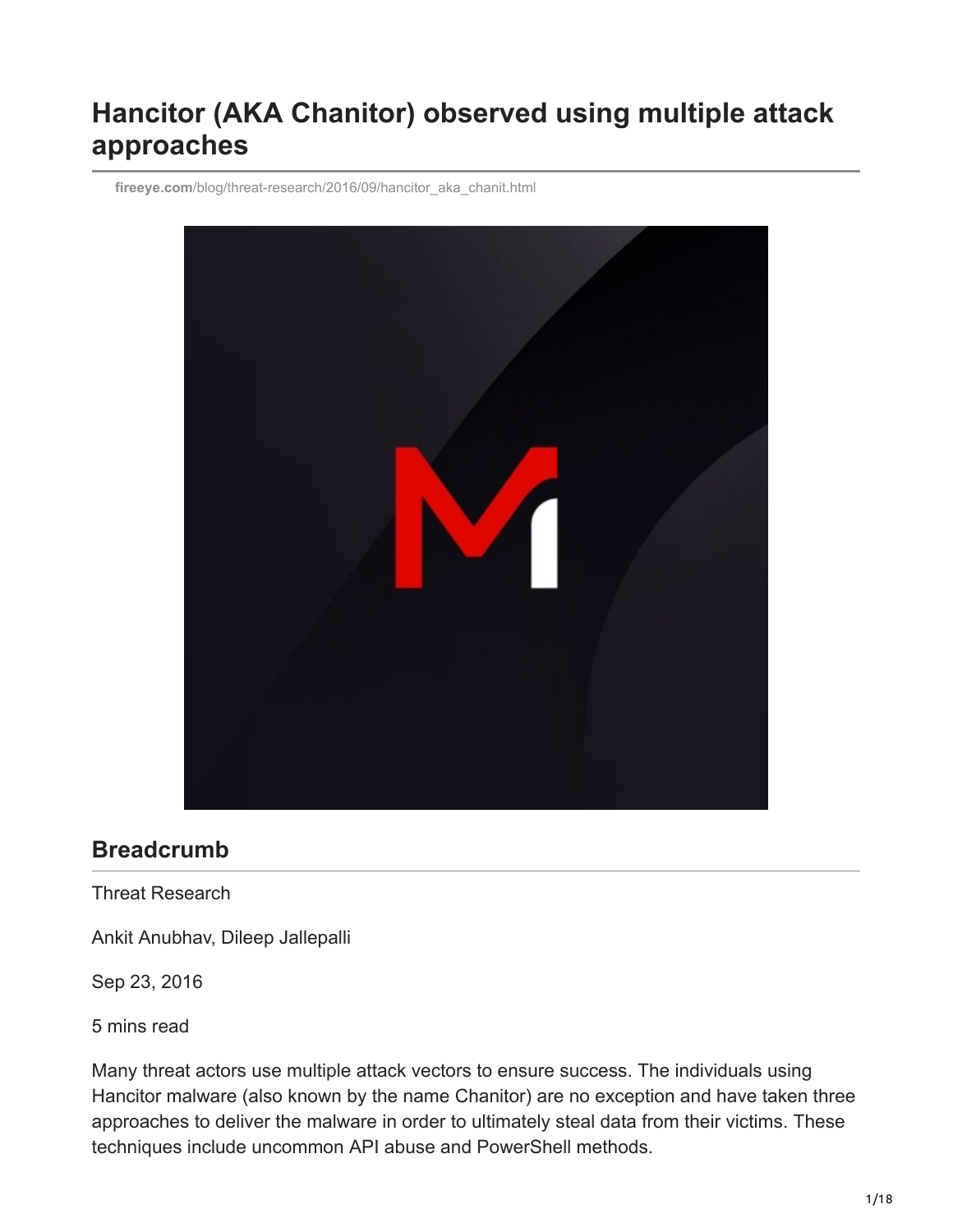# Hancitor (AKA Chanitor) observed using multiple attack approaches

fireeye.com/blog/threat-research/2016/09/hancitor_aka_chanit.html

## Breadcrumb

Threat Research

Ankit Anubhav, Dileep Jallepalli

Sep 23, 2016

5 mins read

Many threat actors use multiple attack vectors to ensure success. The individuals using Hancitor malware (also known by the name Chanitor) are no exception and have taken three approaches to deliver the malware in order to ultimately steal data from their victims. These techniques include uncommon API abuse and PowerShell methods.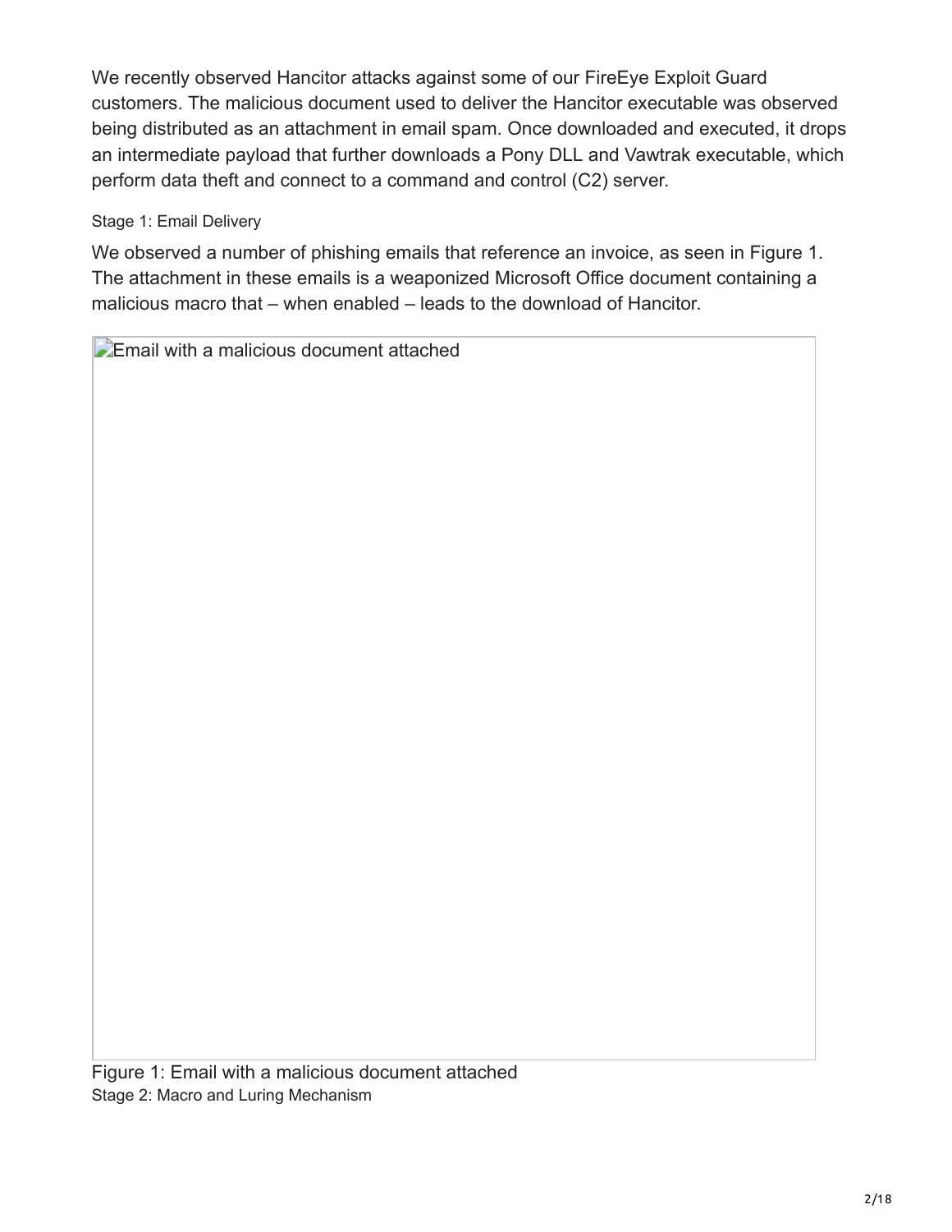We recently observed Hancitor attacks against some of our FireEye Exploit Guard customers. The malicious document used to deliver the Hancitor executable was observed being distributed as an attachment in email spam. Once downloaded and executed, it drops an intermediate payload that further downloads a Pony DLL and Vawtrak executable, which perform data theft and connect to a command and control (C2) server.

### Stage 1: Email Delivery

We observed a number of phishing emails that reference an invoice, as seen in Figure 1. The attachment in these emails is a weaponized Microsoft Office document containing a malicious macro that – when enabled – leads to the download of Hancitor.

Figure 1: Email with a malicious document attached

### Stage 2: Macro and Luring Mechanism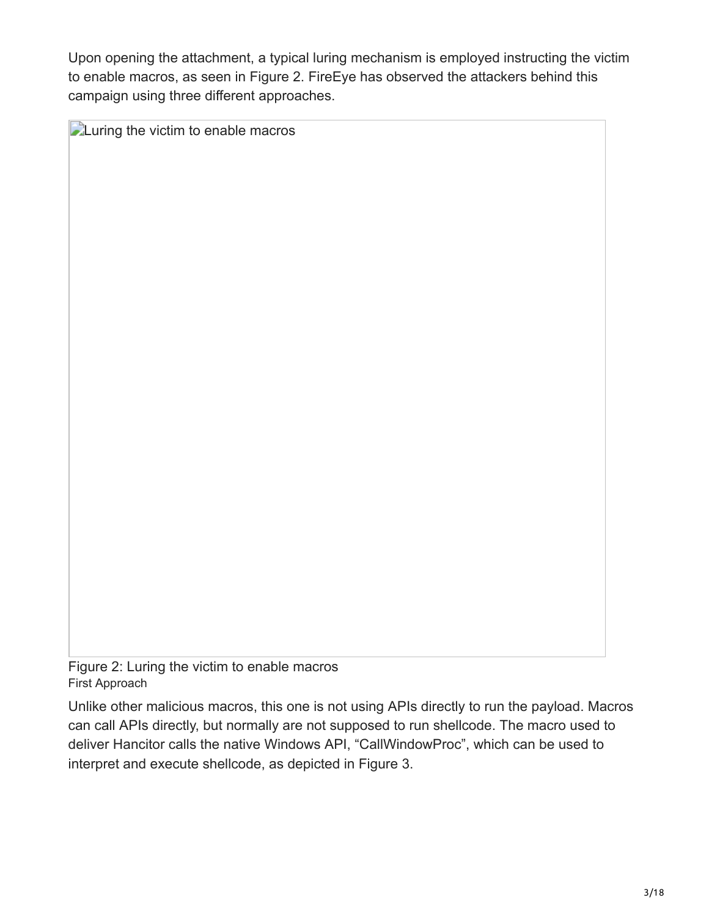Upon opening the attachment, a typical luring mechanism is employed instructing the victim to enable macros, as seen in Figure 2. FireEye has observed the attackers behind this campaign using three different approaches.

Figure 2: Luring the victim to enable macros

### First Approach

Unlike other malicious macros, this one is not using APIs directly to run the payload. Macros can call APIs directly, but normally are not supposed to run shellcode. The macro used to deliver Hancitor calls the native Windows API, "CallWindowProc", which can be used to interpret and execute shellcode, as depicted in Figure 3.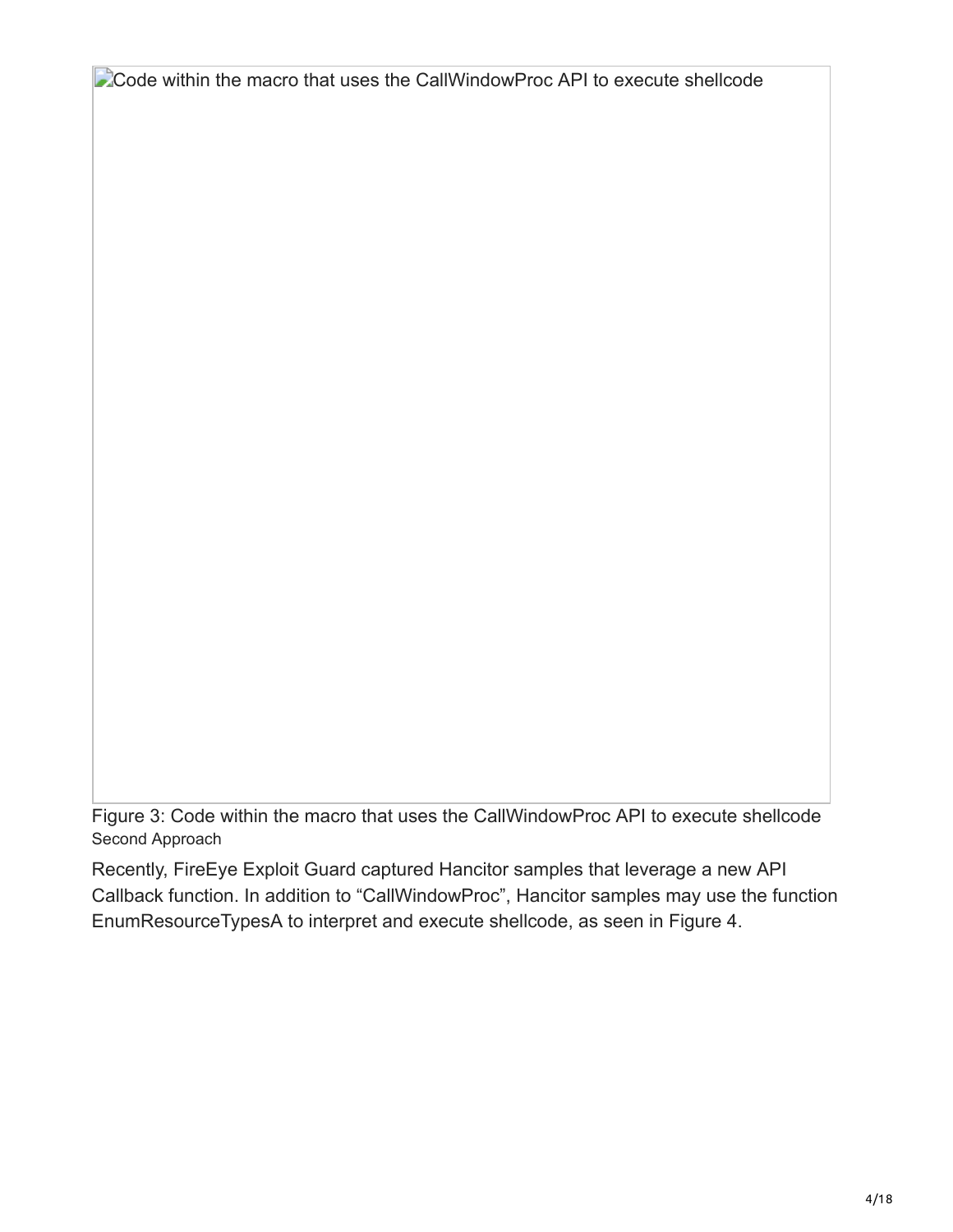Code within the macro that uses the CallWindowProc API to execute shellcode

Figure 3: Code within the macro that uses the CallWindowProc API to execute shellcode

Second Approach

Recently, FireEye Exploit Guard captured Hancitor samples that leverage a new API Callback function. In addition to “CallWindowProc”, Hancitor samples may use the function EnumResourceTypesA to interpret and execute shellcode, as seen in Figure 4.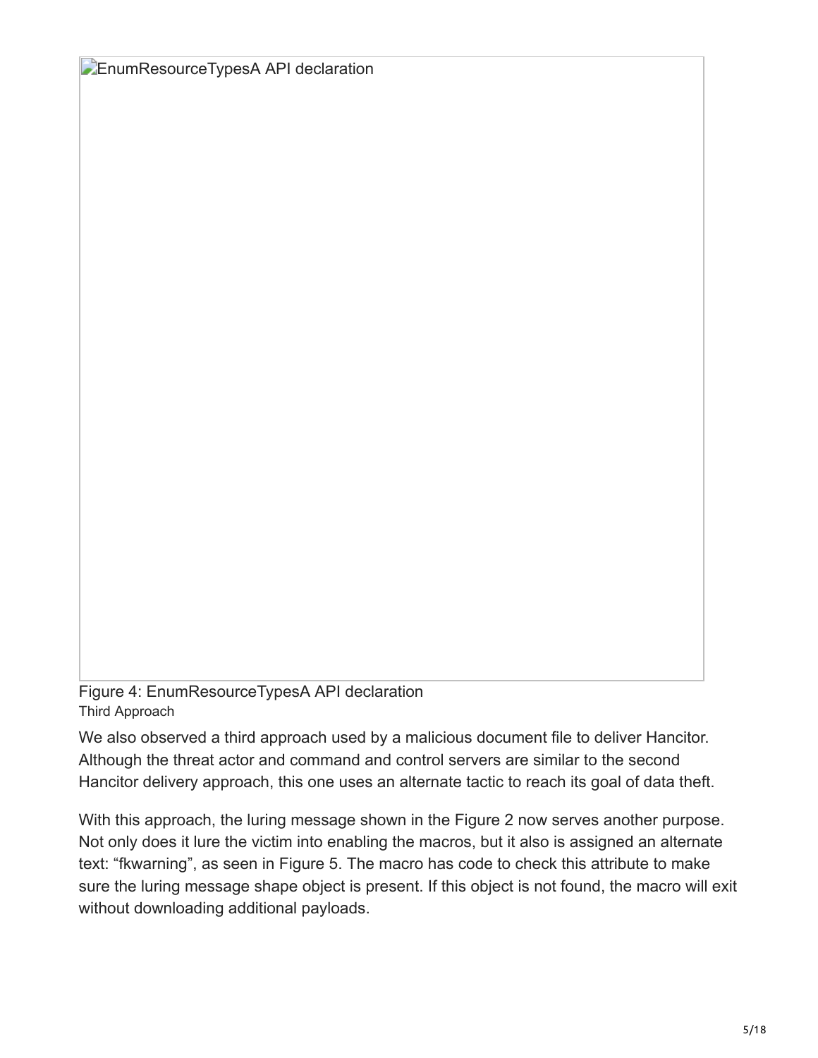EnumResourceTypesA API declaration

Figure 4: EnumResourceTypesA API declaration

### Third Approach

We also observed a third approach used by a malicious document file to deliver Hancitor. Although the threat actor and command and control servers are similar to the second Hancitor delivery approach, this one uses an alternate tactic to reach its goal of data theft.

With this approach, the luring message shown in the Figure 2 now serves another purpose. Not only does it lure the victim into enabling the macros, but it also is assigned an alternate text: “fkwarning”, as seen in Figure 5. The macro has code to check this attribute to make sure the luring message shape object is present. If this object is not found, the macro will exit without downloading additional payloads.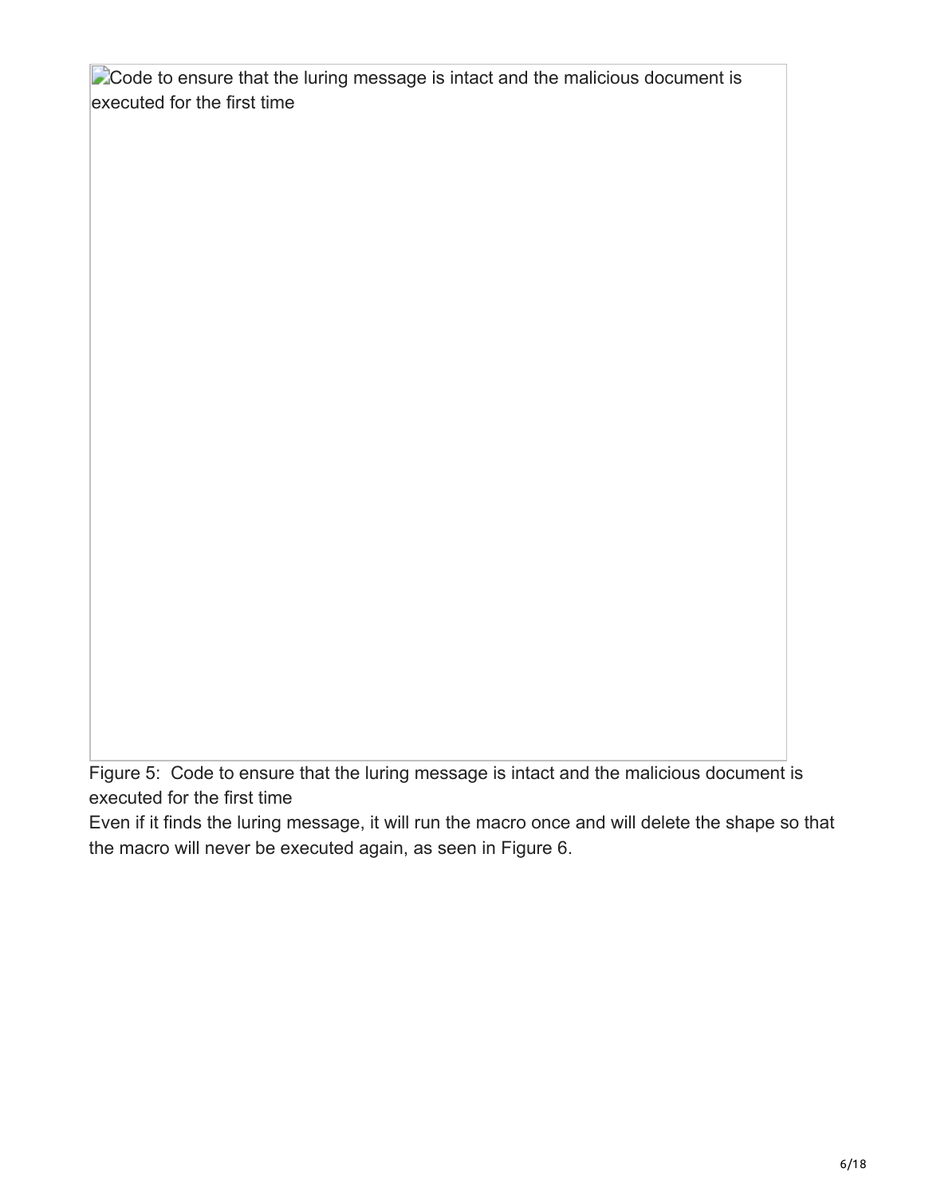Code to ensure that the luring message is intact and the malicious document is executed for the first time

Figure 5: Code to ensure that the luring message is intact and the malicious document is executed for the first time

Even if it finds the luring message, it will run the macro once and will delete the shape so that the macro will never be executed again, as seen in Figure 6.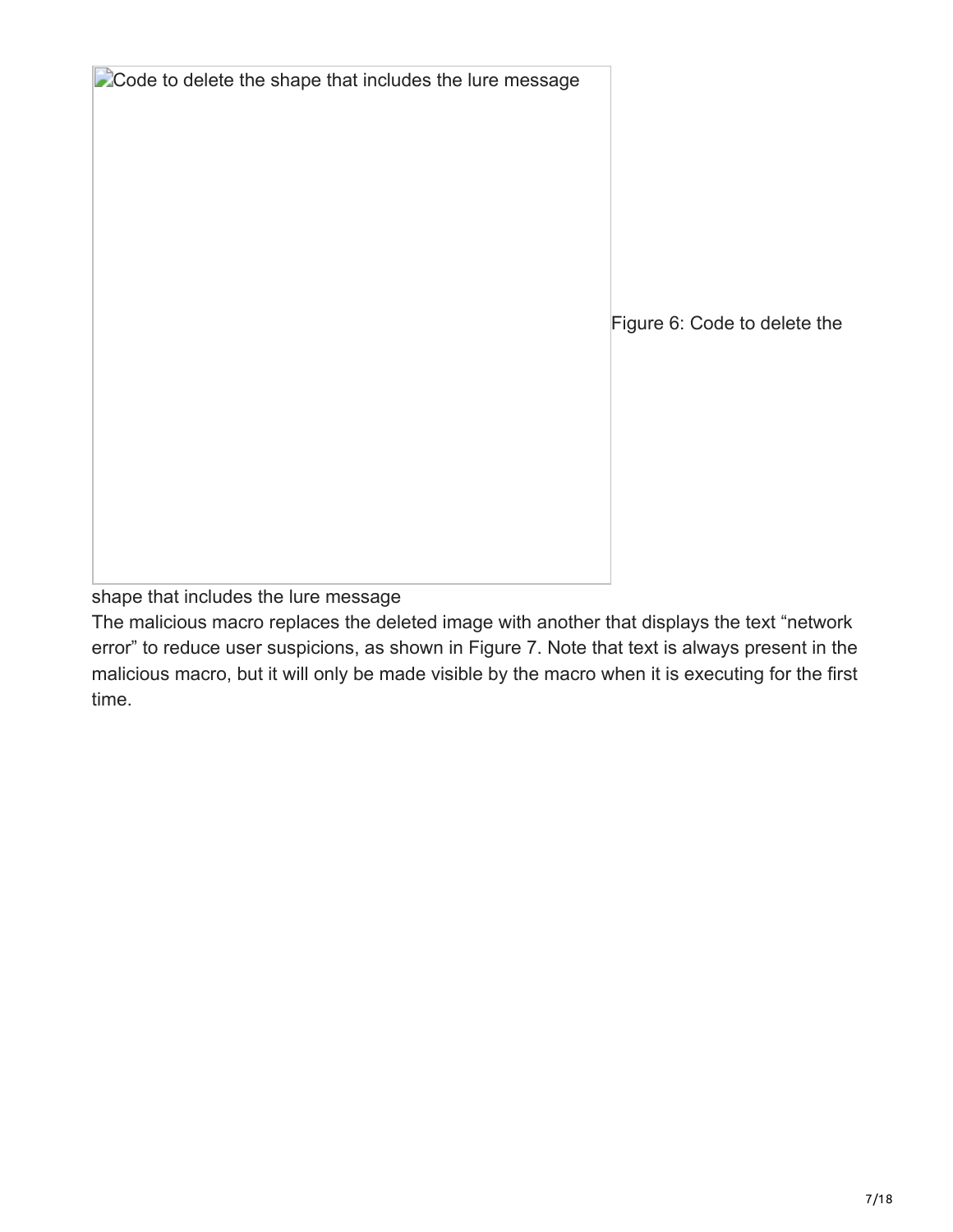Code to delete the shape that includes the lure message

Figure 6: Code to delete the shape that includes the lure message

The malicious macro replaces the deleted image with another that displays the text “network error” to reduce user suspicions, as shown in Figure 7. Note that text is always present in the malicious macro, but it will only be made visible by the macro when it is executing for the first time.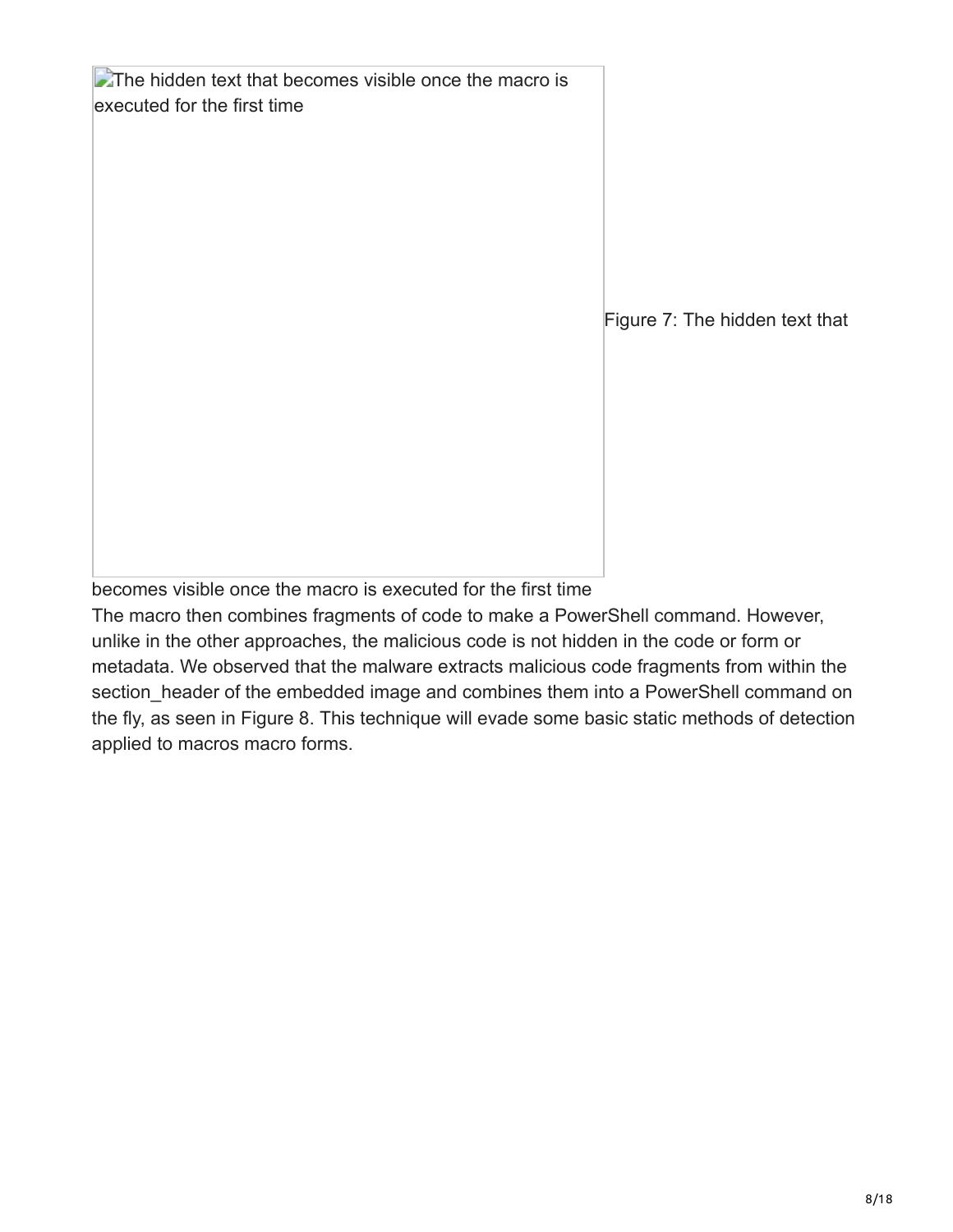The hidden text that becomes visible once the macro is executed for the first time

Figure 7: The hidden text that becomes visible once the macro is executed for the first time

The macro then combines fragments of code to make a PowerShell command. However, unlike in the other approaches, the malicious code is not hidden in the code or form or metadata. We observed that the malware extracts malicious code fragments from within the section_header of the embedded image and combines them into a PowerShell command on the fly, as seen in Figure 8. This technique will evade some basic static methods of detection applied to macros macro forms.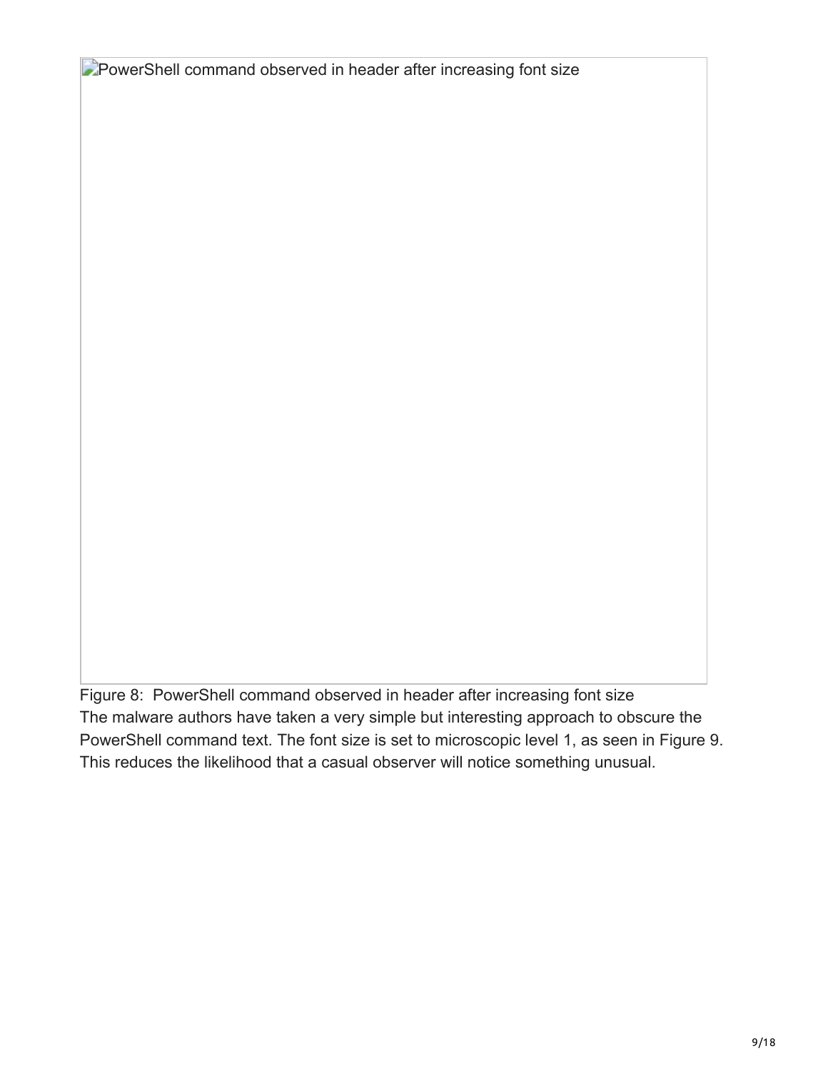PowerShell command observed in header after increasing font size

Figure 8: PowerShell command observed in header after increasing font size

The malware authors have taken a very simple but interesting approach to obscure the PowerShell command text. The font size is set to microscopic level 1, as seen in Figure 9. This reduces the likelihood that a casual observer will notice something unusual.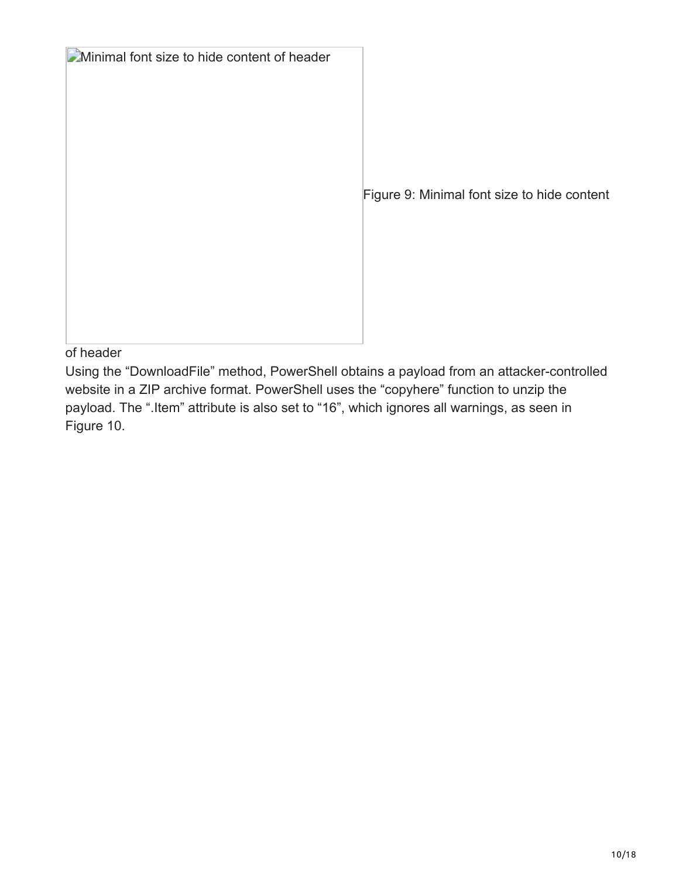Minimal font size to hide content of header

Figure 9: Minimal font size to hide content of header

Using the “DownloadFile” method, PowerShell obtains a payload from an attacker-controlled website in a ZIP archive format. PowerShell uses the “copyhere” function to unzip the payload. The “.Item” attribute is also set to “16”, which ignores all warnings, as seen in Figure 10.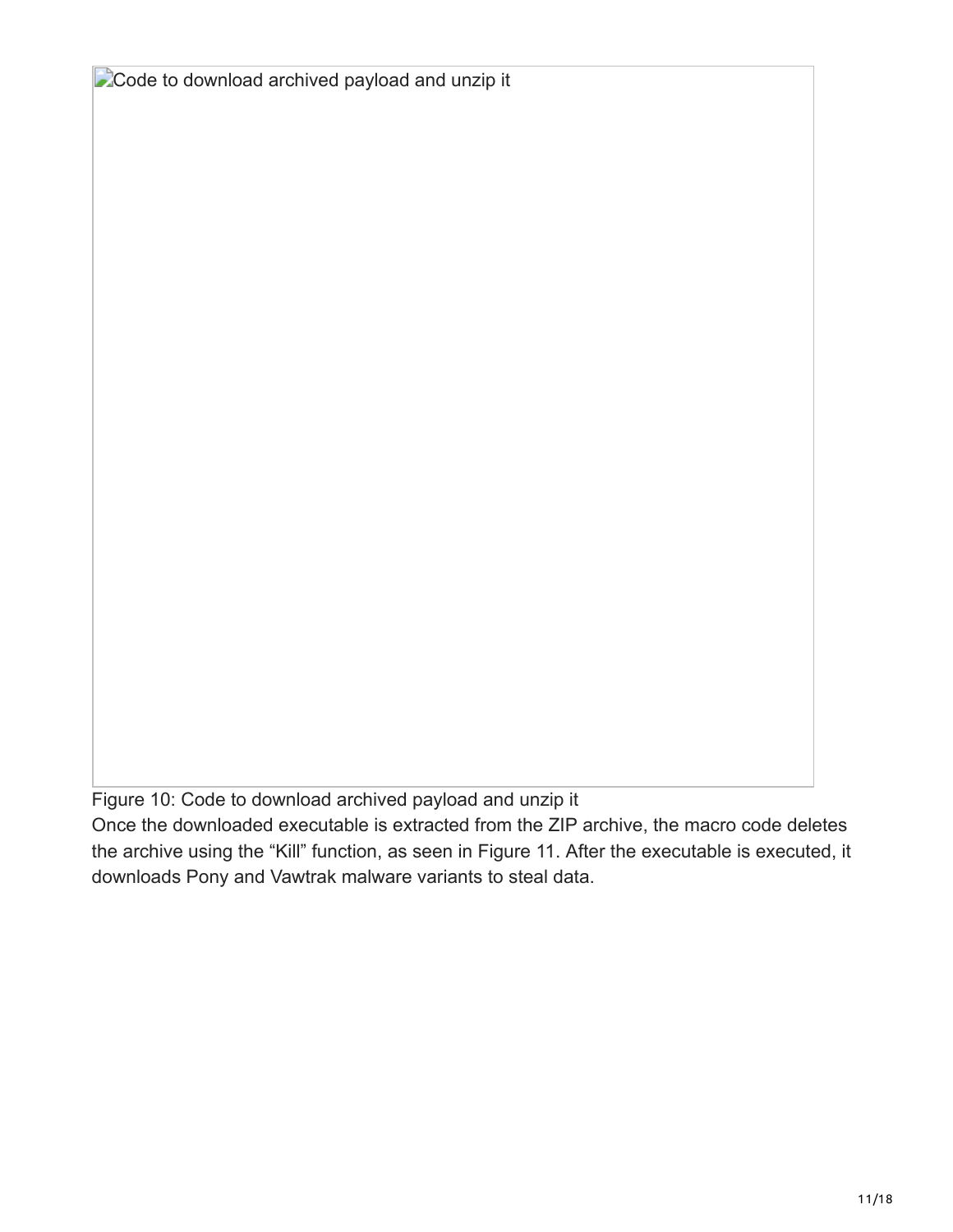Figure 10: Code to download archived payload and unzip it

Once the downloaded executable is extracted from the ZIP archive, the macro code deletes the archive using the “Kill” function, as seen in Figure 11. After the executable is executed, it downloads Pony and Vawtrak malware variants to steal data.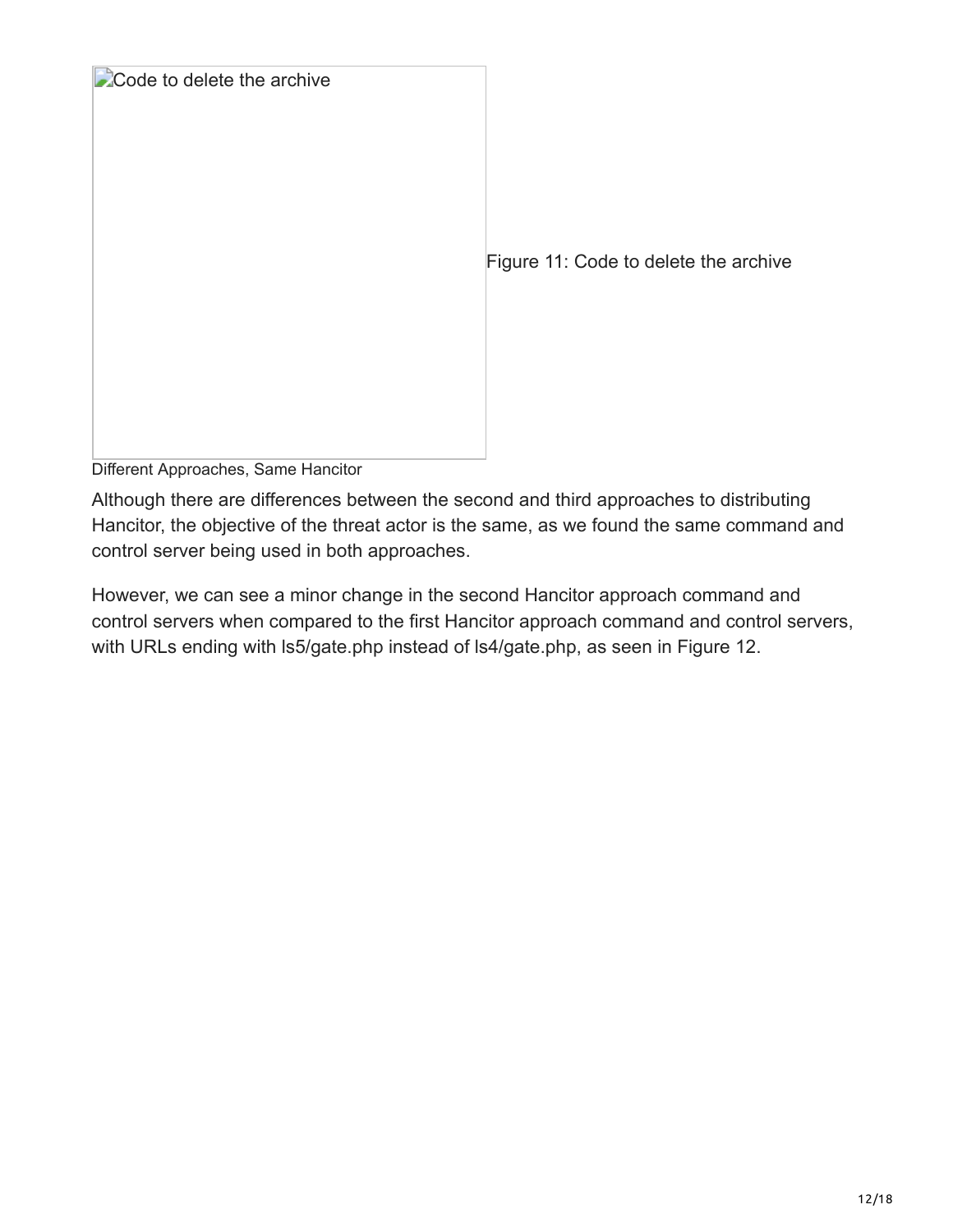Figure 11: Code to delete the archive

## Different Approaches, Same Hancitor

Although there are differences between the second and third approaches to distributing Hancitor, the objective of the threat actor is the same, as we found the same command and control server being used in both approaches.

However, we can see a minor change in the second Hancitor approach command and control servers when compared to the first Hancitor approach command and control servers, with URLs ending with ls5/gate.php instead of ls4/gate.php, as seen in Figure 12.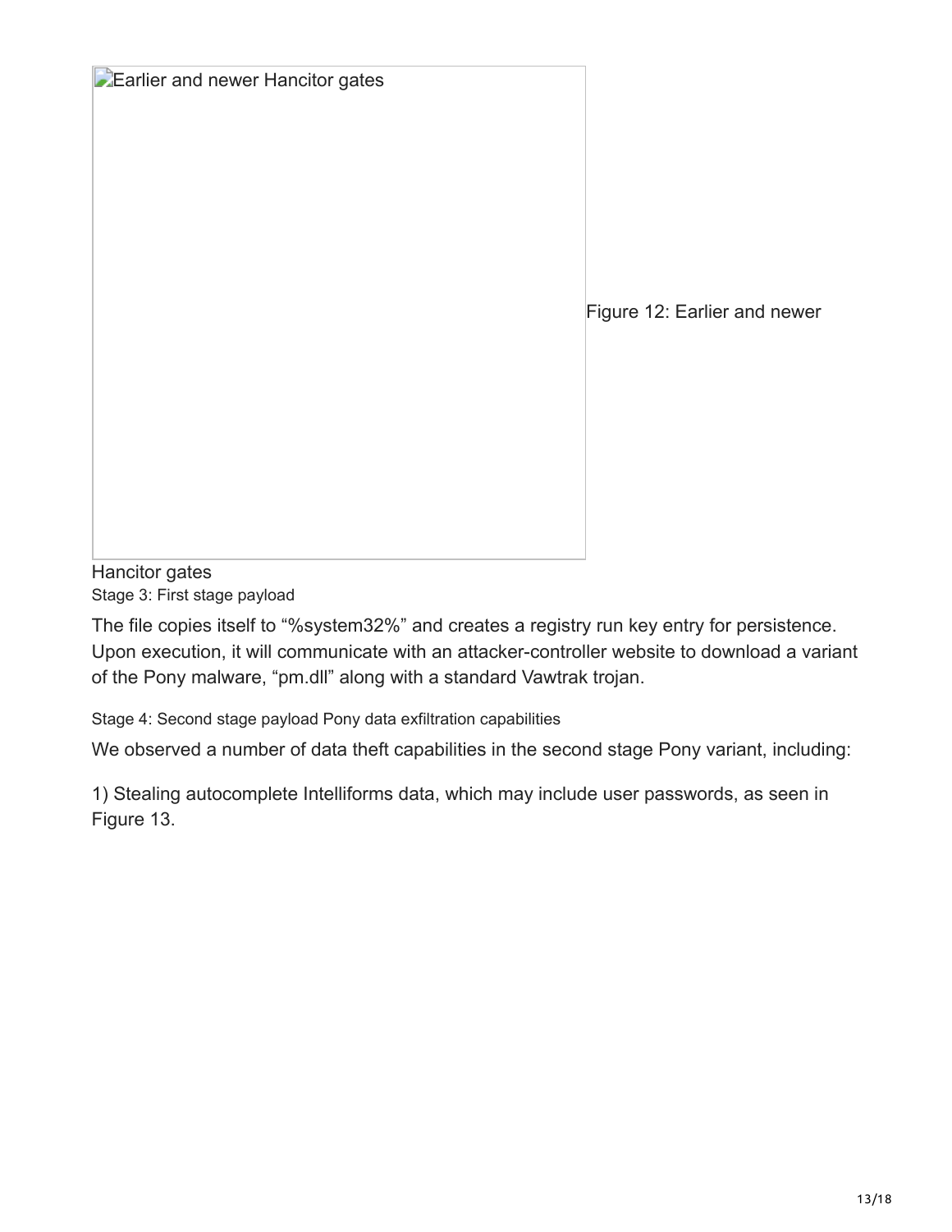Earlier and newer Hancitor gates

Figure 12: Earlier and newer Hancitor gates

Stage 3: First stage payload

The file copies itself to "%system32%" and creates a registry run key entry for persistence. Upon execution, it will communicate with an attacker-controller website to download a variant of the Pony malware, "pm.dll" along with a standard Vawtrak trojan.

Stage 4: Second stage payload Pony data exfiltration capabilities

We observed a number of data theft capabilities in the second stage Pony variant, including:

1) Stealing autocomplete Intelliforms data, which may include user passwords, as seen in Figure 13.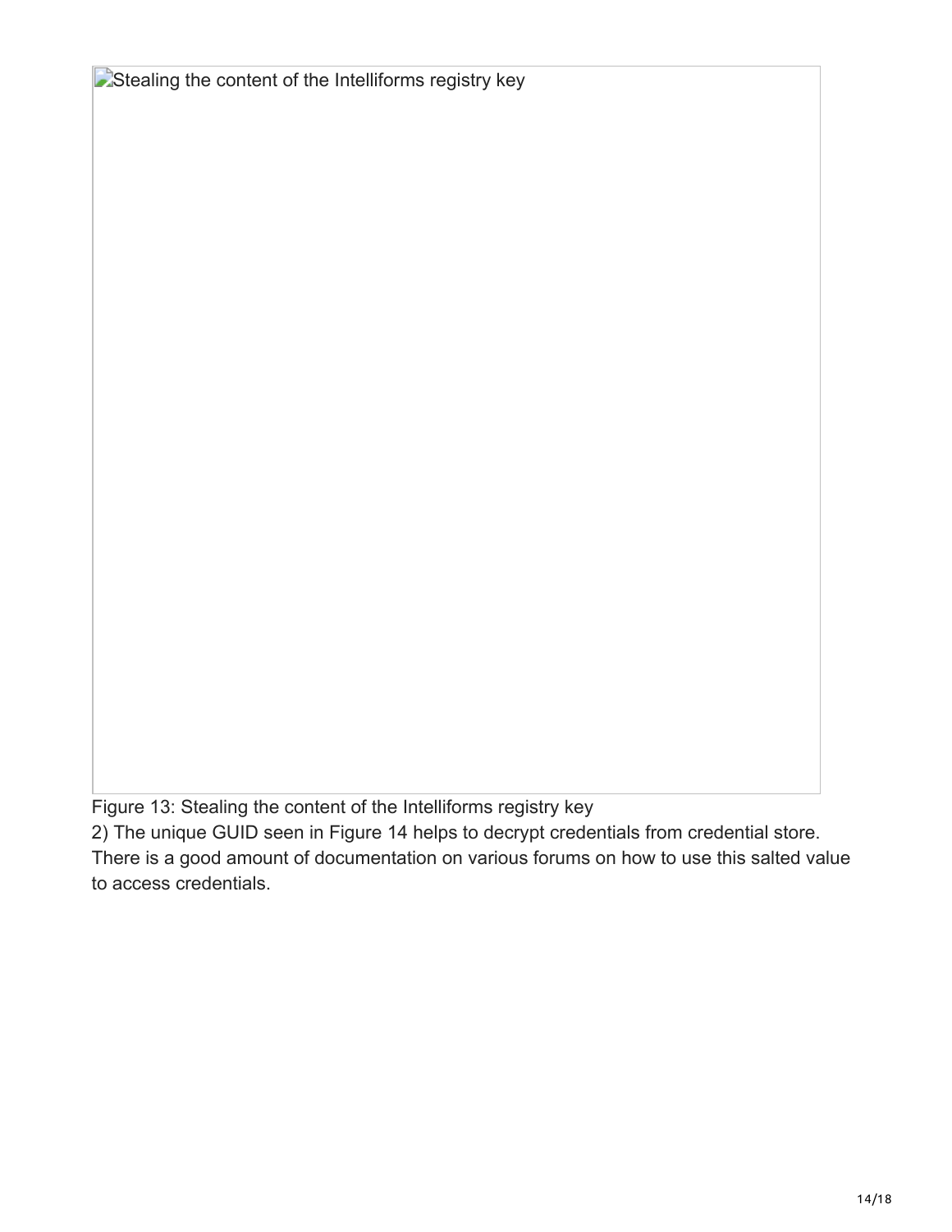Stealing the content of the Intelliforms registry key

Figure 13: Stealing the content of the Intelliforms registry key

2) The unique GUID seen in Figure 14 helps to decrypt credentials from credential store. There is a good amount of documentation on various forums on how to use this salted value to access credentials.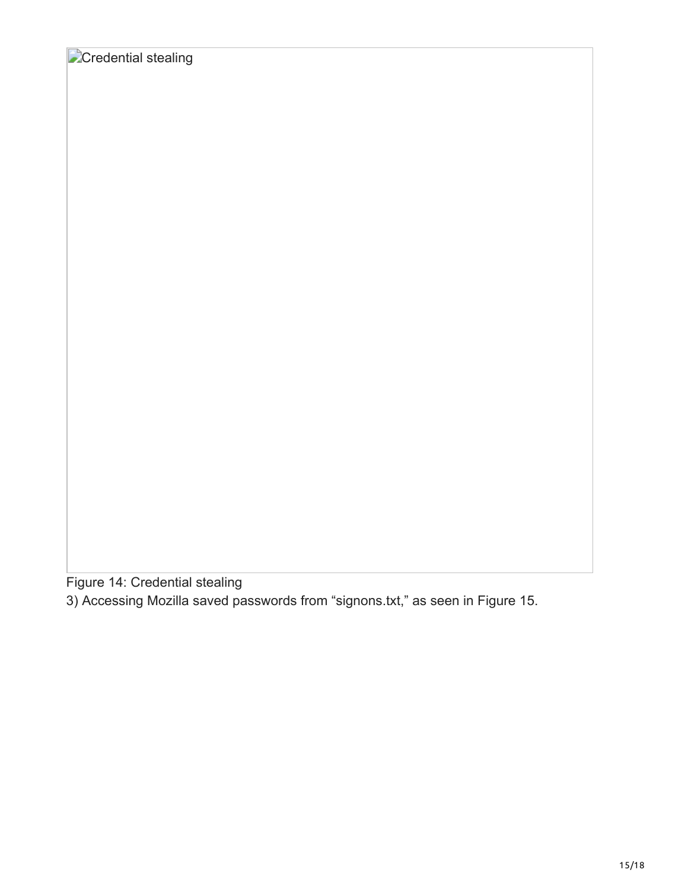Credential stealing

Figure 14: Credential stealing

3) Accessing Mozilla saved passwords from “signons.txt,” as seen in Figure 15.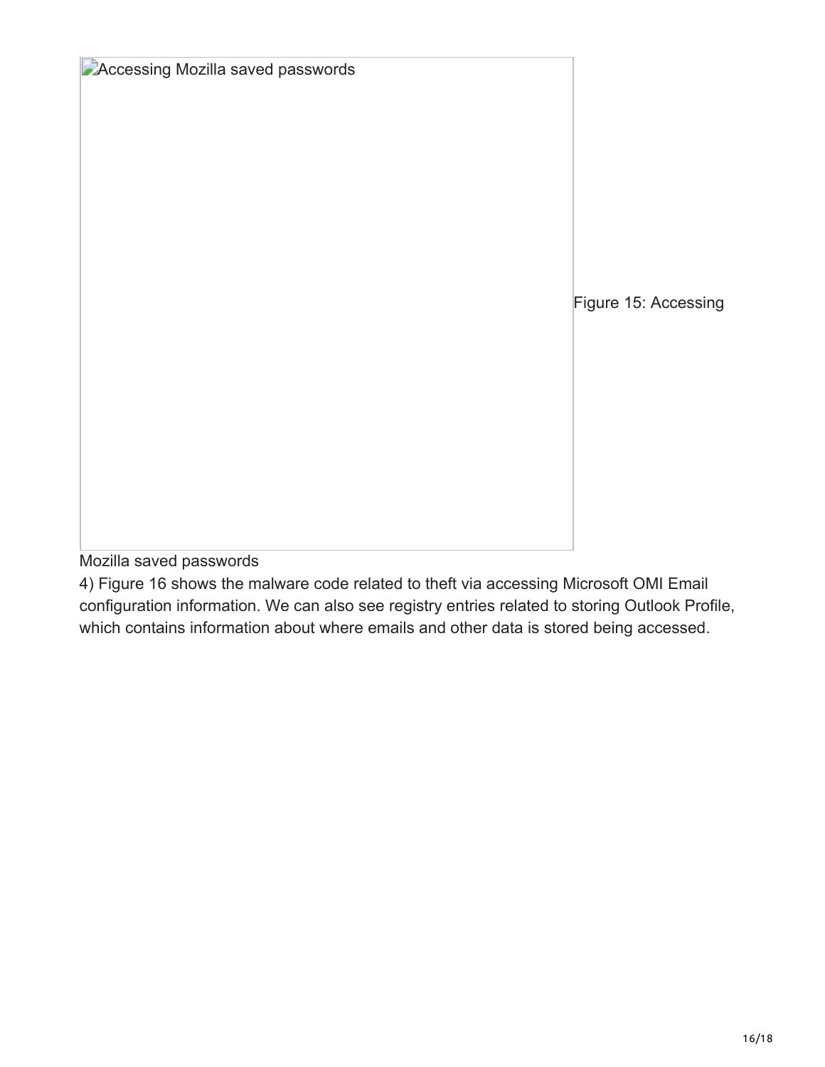Accessing Mozilla saved passwords

Figure 15: Accessing Mozilla saved passwords

4) Figure 16 shows the malware code related to theft via accessing Microsoft OMI Email configuration information. We can also see registry entries related to storing Outlook Profile, which contains information about where emails and other data is stored being accessed.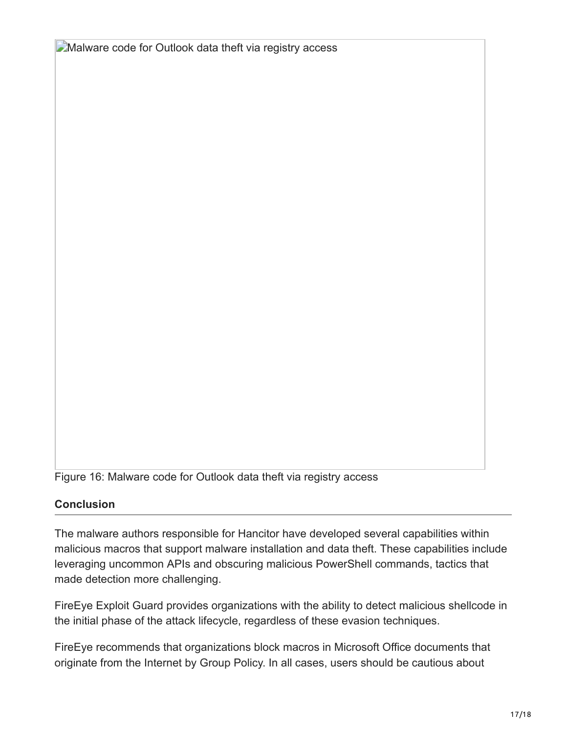Malware code for Outlook data theft via registry access

Figure 16: Malware code for Outlook data theft via registry access

## Conclusion

The malware authors responsible for Hancitor have developed several capabilities within malicious macros that support malware installation and data theft. These capabilities include leveraging uncommon APIs and obscuring malicious PowerShell commands, tactics that made detection more challenging.

FireEye Exploit Guard provides organizations with the ability to detect malicious shellcode in the initial phase of the attack lifecycle, regardless of these evasion techniques.

FireEye recommends that organizations block macros in Microsoft Office documents that originate from the Internet by Group Policy. In all cases, users should be cautious about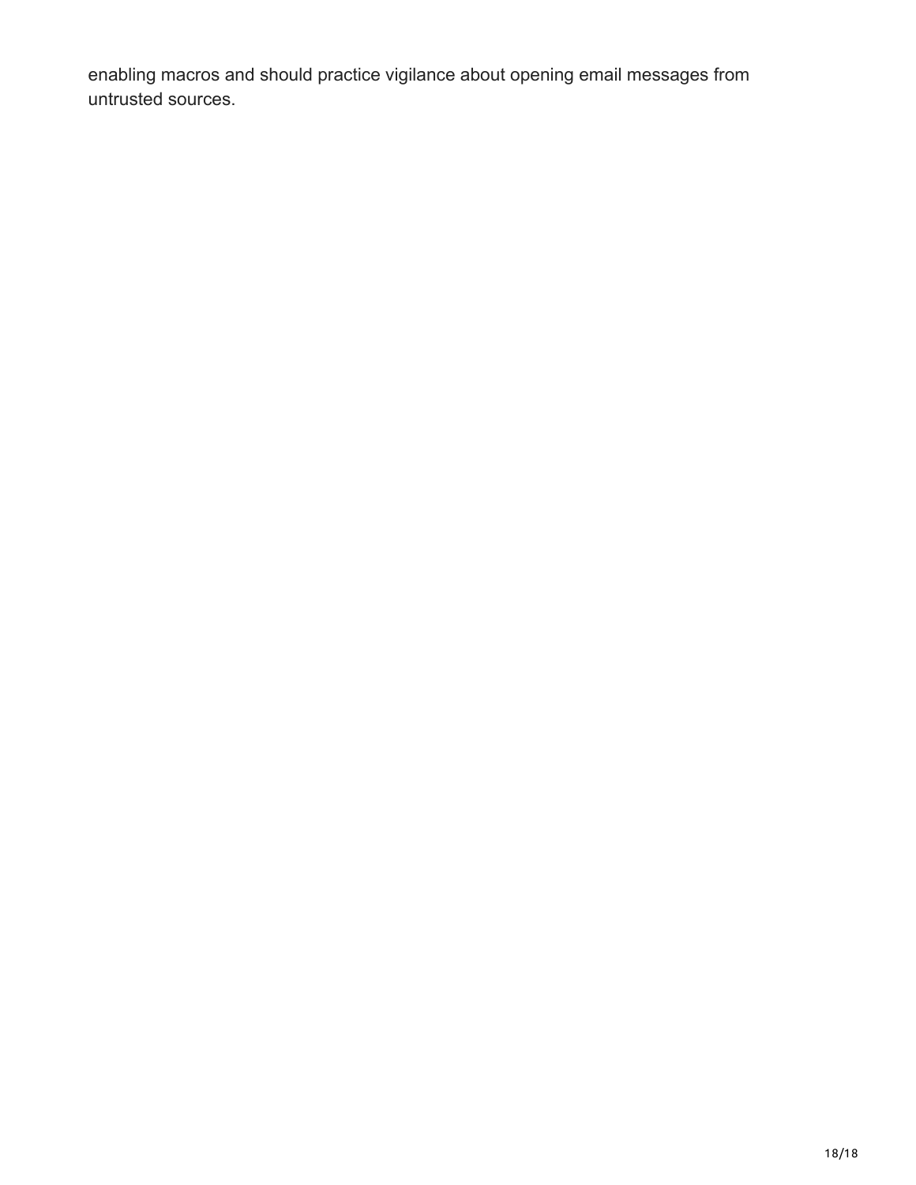enabling macros and should practice vigilance about opening email messages from untrusted sources.